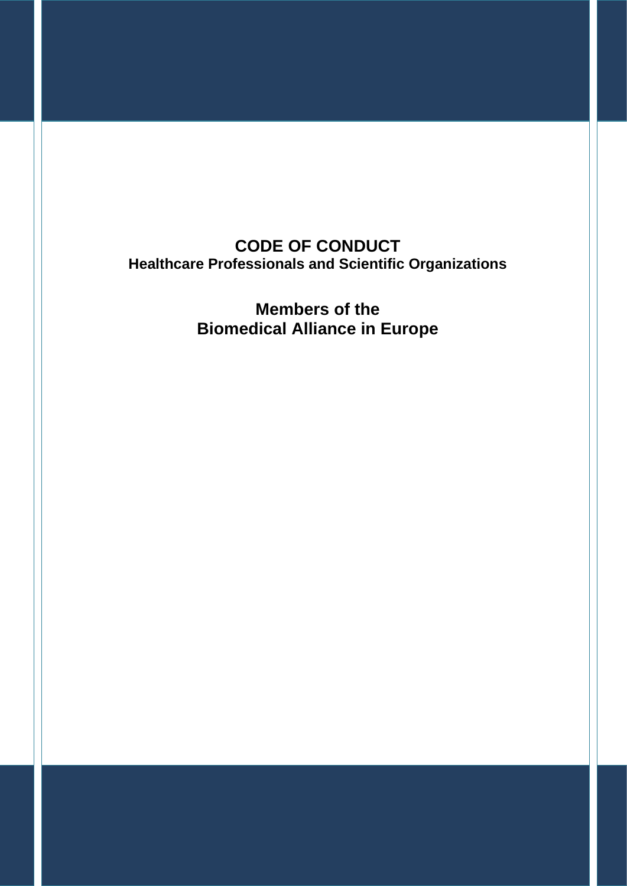# CODE OF CONDUCT

**Healthcare Professionals and Scientific Organizations**

## Members of the Biomedical Alliance in Europe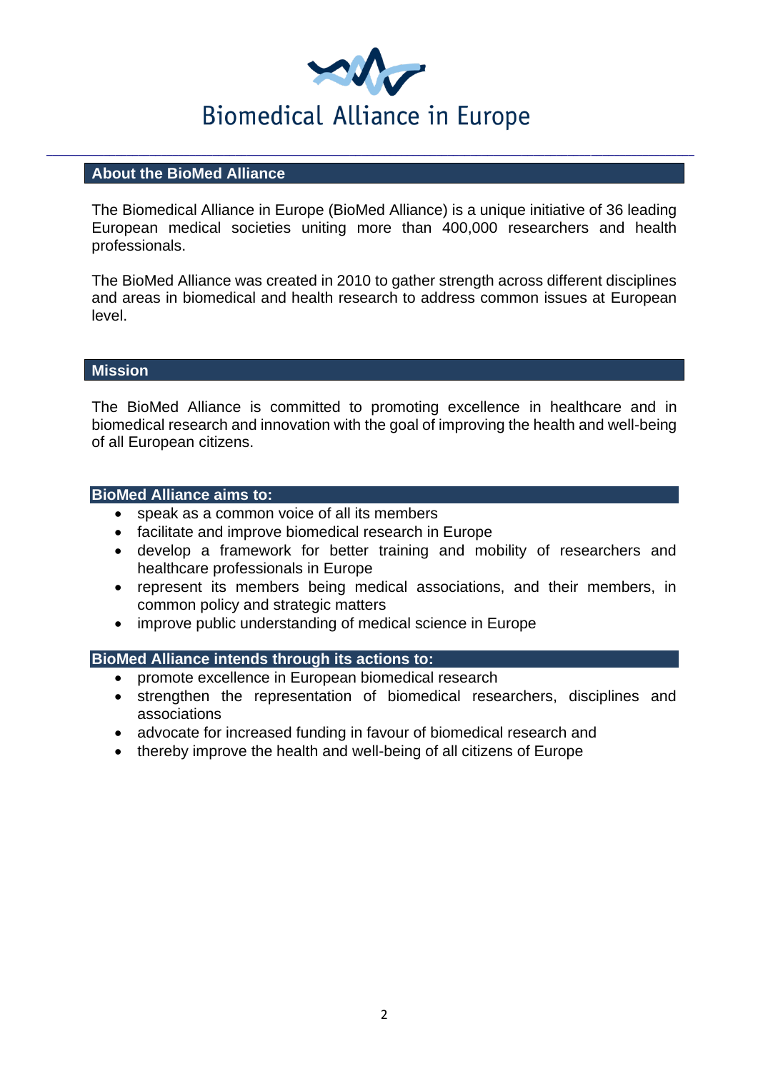Biomedical Alliance in Europe

## About the BioMed Alliance

The Biomedical Alliance in Europe (BioMed Alliance) is a unique initiative of 36 leading European medical societies uniting more than 400,000 researchers and health professionals.

The BioMed Alliance was created in 2010 to gather strength across different disciplines and areas in biomedical and health research to address common issues at European level.

## Mission

The BioMed Alliance is committed to promoting excellence in healthcare and in biomedical research and innovation with the goal of improving the health and well-being of all European citizens.

### BioMed Alliance aims to:

- speak as a common voice of all its members
- facilitate and improve biomedical research in Europe
- develop a framework for better training and mobility of researchers and healthcare professionals in Europe
- represent its members being medical associations, and their members, in common policy and strategic matters
- improve public understanding of medical science in Europe

### BioMed Alliance intends through its actions to:

- promote excellence in European biomedical research
- strengthen the representation of biomedical researchers, disciplines and associations
- advocate for increased funding in favour of biomedical research and
- thereby improve the health and well-being of all citizens of Europe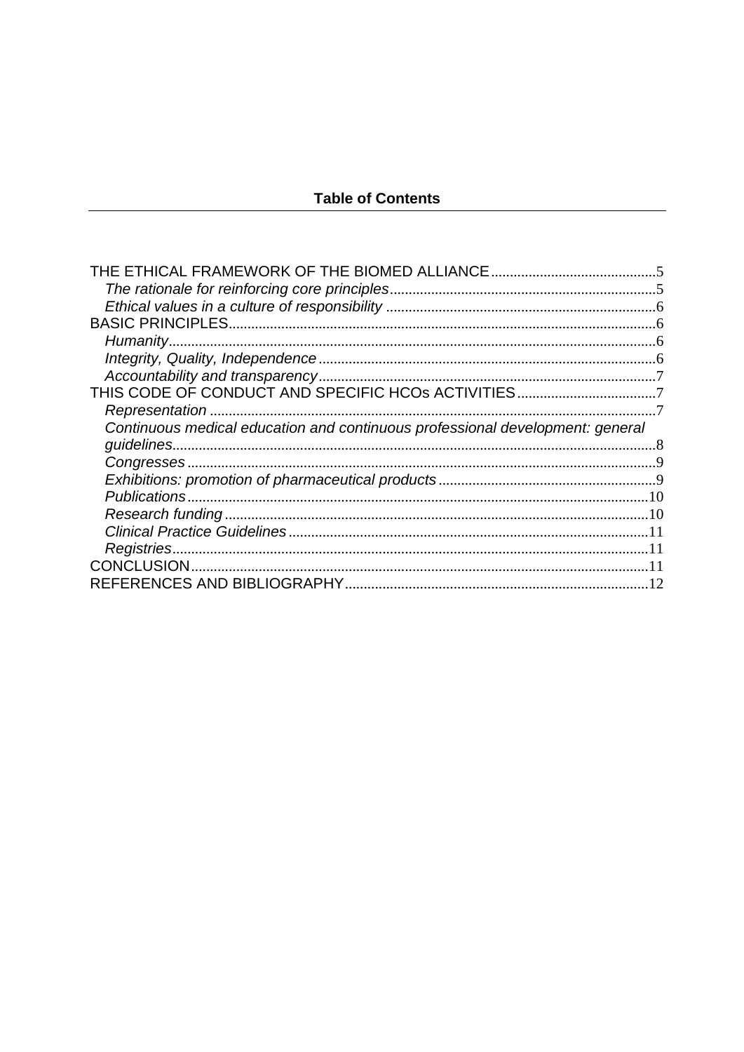**Table of Contents**

THE ETHICAL FRAMEWORK OF THE BIOMED ALLIANCE ............................................5
*The rationale for reinforcing core principles* ......................................................................5
*Ethical values in a culture of responsibility* .......................................................................6
BASIC PRINCIPLES ..................................................................................................................6
*Humanity* ...................................................................................................................................6
*Integrity, Quality, Independence* .........................................................................................6
*Accountability and transparency* .........................................................................................7
THIS CODE OF CONDUCT AND SPECIFIC HCOs ACTIVITIES .....................................7
*Representation* ..........................................................................................................................7
*Continuous medical education and continuous professional development: general guidelines* ...............................................................................................................................8
*Congresses* ................................................................................................................................9
*Exhibitions: promotion of pharmaceutical products* ...........................................................9
*Publications* ............................................................................................................................10
*Research funding* ....................................................................................................................10
*Clinical Practice Guidelines* ..................................................................................................11
*Registries* .................................................................................................................................11
CONCLUSION ..........................................................................................................................11
REFERENCES AND BIBLIOGRAPHY ...................................................................................12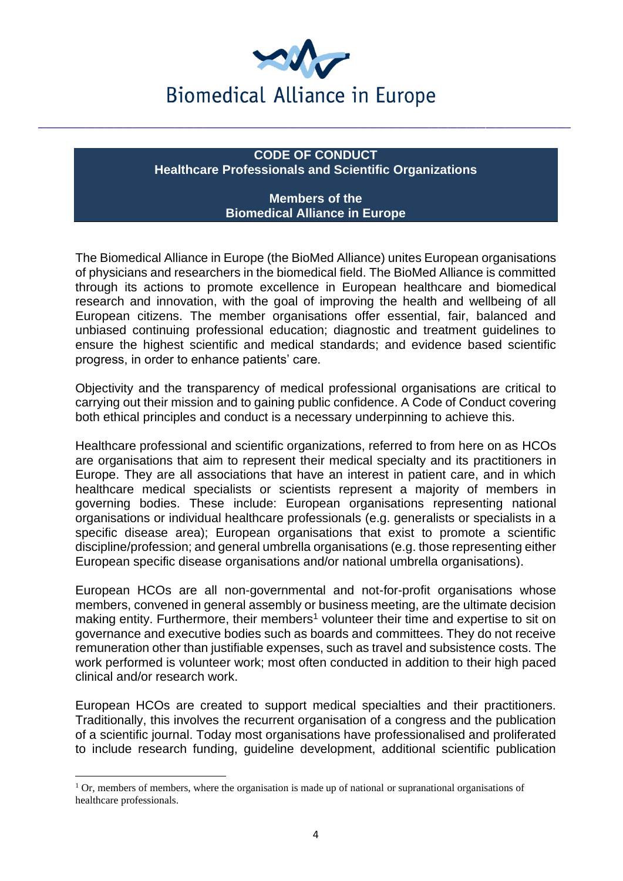Biomedical Alliance in Europe

**CODE OF CONDUCT**
**Healthcare Professionals and Scientific Organizations**

**Members of the**
**Biomedical Alliance in Europe**

The Biomedical Alliance in Europe (the BioMed Alliance) unites European organisations of physicians and researchers in the biomedical field. The BioMed Alliance is committed through its actions to promote excellence in European healthcare and biomedical research and innovation, with the goal of improving the health and wellbeing of all European citizens. The member organisations offer essential, fair, balanced and unbiased continuing professional education; diagnostic and treatment guidelines to ensure the highest scientific and medical standards; and evidence based scientific progress, in order to enhance patients' care.

Objectivity and the transparency of medical professional organisations are critical to carrying out their mission and to gaining public confidence. A Code of Conduct covering both ethical principles and conduct is a necessary underpinning to achieve this.

Healthcare professional and scientific organizations, referred to from here on as HCOs are organisations that aim to represent their medical specialty and its practitioners in Europe. They are all associations that have an interest in patient care, and in which healthcare medical specialists or scientists represent a majority of members in governing bodies. These include: European organisations representing national organisations or individual healthcare professionals (e.g. generalists or specialists in a specific disease area); European organisations that exist to promote a scientific discipline/profession; and general umbrella organisations (e.g. those representing either European specific disease organisations and/or national umbrella organisations).

European HCOs are all non-governmental and not-for-profit organisations whose members, convened in general assembly or business meeting, are the ultimate decision making entity. Furthermore, their members[1] volunteer their time and expertise to sit on governance and executive bodies such as boards and committees. They do not receive remuneration other than justifiable expenses, such as travel and subsistence costs. The work performed is volunteer work; most often conducted in addition to their high paced clinical and/or research work.

European HCOs are created to support medical specialties and their practitioners. Traditionally, this involves the recurrent organisation of a congress and the publication of a scientific journal. Today most organisations have professionalised and proliferated to include research funding, guideline development, additional scientific publication

[1] Or, members of members, where the organisation is made up of national or supranational organisations of healthcare professionals.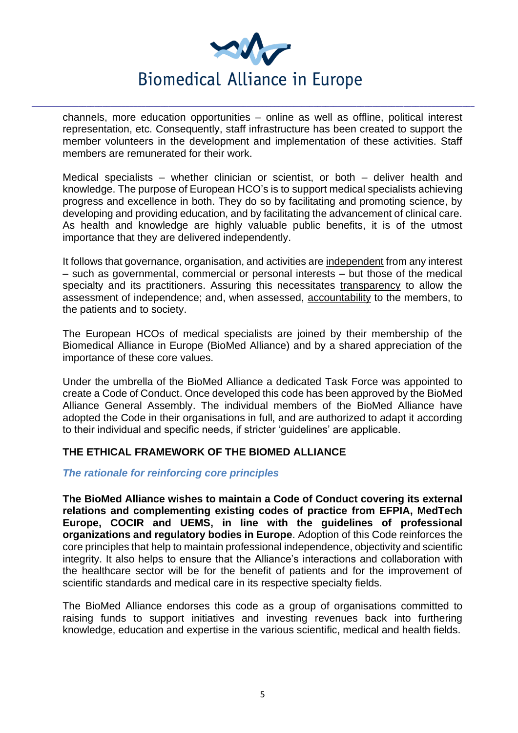channels, more education opportunities – online as well as offline, political interest representation, etc. Consequently, staff infrastructure has been created to support the member volunteers in the development and implementation of these activities. Staff members are remunerated for their work.

Medical specialists – whether clinician or scientist, or both – deliver health and knowledge. The purpose of European HCO's is to support medical specialists achieving progress and excellence in both. They do so by facilitating and promoting science, by developing and providing education, and by facilitating the advancement of clinical care. As health and knowledge are highly valuable public benefits, it is of the utmost importance that they are delivered independently.

It follows that governance, organisation, and activities are <u>independent</u> from any interest – such as governmental, commercial or personal interests – but those of the medical specialty and its practitioners. Assuring this necessitates <u>transparency</u> to allow the assessment of independence; and, when assessed, <u>accountability</u> to the members, to the patients and to society.

The European HCOs of medical specialists are joined by their membership of the Biomedical Alliance in Europe (BioMed Alliance) and by a shared appreciation of the importance of these core values.

Under the umbrella of the BioMed Alliance a dedicated Task Force was appointed to create a Code of Conduct. Once developed this code has been approved by the BioMed Alliance General Assembly. The individual members of the BioMed Alliance have adopted the Code in their organisations in full, and are authorized to adapt it according to their individual and specific needs, if stricter 'guidelines' are applicable.

## THE ETHICAL FRAMEWORK OF THE BIOMED ALLIANCE

### *The rationale for reinforcing core principles*

**The BioMed Alliance wishes to maintain a Code of Conduct covering its external relations and complementing existing codes of practice from EFPIA, MedTech Europe, COCIR and UEMS, in line with the guidelines of professional organizations and regulatory bodies in Europe**. Adoption of this Code reinforces the core principles that help to maintain professional independence, objectivity and scientific integrity. It also helps to ensure that the Alliance's interactions and collaboration with the healthcare sector will be for the benefit of patients and for the improvement of scientific standards and medical care in its respective specialty fields.

The BioMed Alliance endorses this code as a group of organisations committed to raising funds to support initiatives and investing revenues back into furthering knowledge, education and expertise in the various scientific, medical and health fields.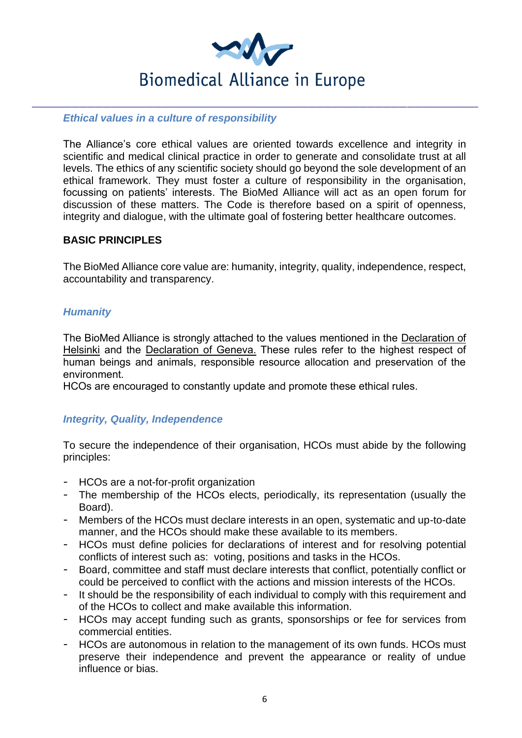### *Ethical values in a culture of responsibility*

The Alliance's core ethical values are oriented towards excellence and integrity in scientific and medical clinical practice in order to generate and consolidate trust at all levels. The ethics of any scientific society should go beyond the sole development of an ethical framework. They must foster a culture of responsibility in the organisation, focussing on patients' interests. The BioMed Alliance will act as an open forum for discussion of these matters. The Code is therefore based on a spirit of openness, integrity and dialogue, with the ultimate goal of fostering better healthcare outcomes.

## BASIC PRINCIPLES

The BioMed Alliance core value are: humanity, integrity, quality, independence, respect, accountability and transparency.

### *Humanity*

The BioMed Alliance is strongly attached to the values mentioned in the Declaration of Helsinki and the Declaration of Geneva. These rules refer to the highest respect of human beings and animals, responsible resource allocation and preservation of the environment.
HCOs are encouraged to constantly update and promote these ethical rules.

### *Integrity, Quality, Independence*

To secure the independence of their organisation, HCOs must abide by the following principles:

- HCOs are a not-for-profit organization
- The membership of the HCOs elects, periodically, its representation (usually the Board).
- Members of the HCOs must declare interests in an open, systematic and up-to-date manner, and the HCOs should make these available to its members.
- HCOs must define policies for declarations of interest and for resolving potential conflicts of interest such as: voting, positions and tasks in the HCOs.
- Board, committee and staff must declare interests that conflict, potentially conflict or could be perceived to conflict with the actions and mission interests of the HCOs.
- It should be the responsibility of each individual to comply with this requirement and of the HCOs to collect and make available this information.
- HCOs may accept funding such as grants, sponsorships or fee for services from commercial entities.
- HCOs are autonomous in relation to the management of its own funds. HCOs must preserve their independence and prevent the appearance or reality of undue influence or bias.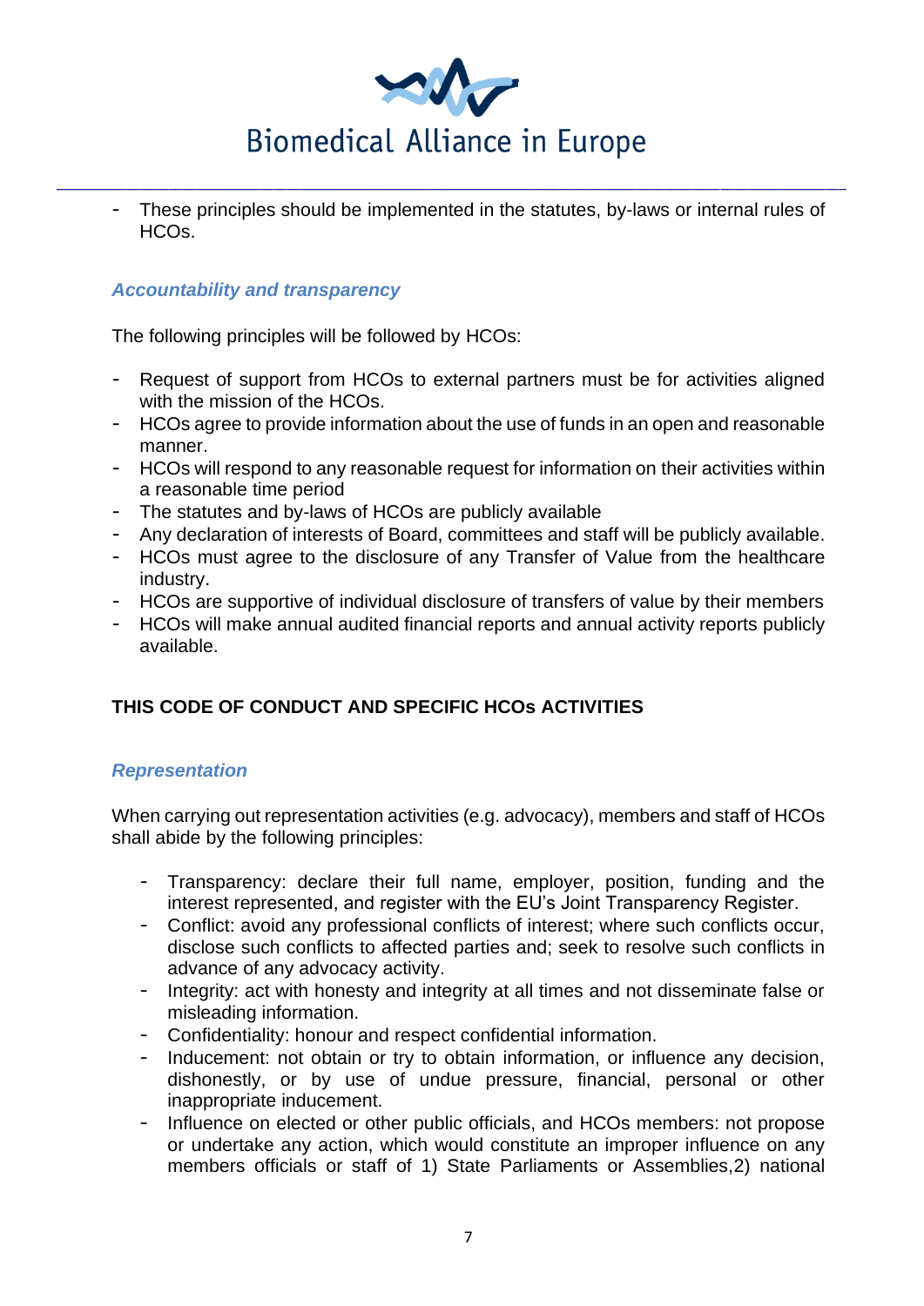- These principles should be implemented in the statutes, by-laws or internal rules of HCOs.

### *Accountability and transparency*

The following principles will be followed by HCOs:

- Request of support from HCOs to external partners must be for activities aligned with the mission of the HCOs.
- HCOs agree to provide information about the use of funds in an open and reasonable manner.
- HCOs will respond to any reasonable request for information on their activities within a reasonable time period
- The statutes and by-laws of HCOs are publicly available
- Any declaration of interests of Board, committees and staff will be publicly available.
- HCOs must agree to the disclosure of any Transfer of Value from the healthcare industry.
- HCOs are supportive of individual disclosure of transfers of value by their members
- HCOs will make annual audited financial reports and annual activity reports publicly available.

## THIS CODE OF CONDUCT AND SPECIFIC HCOs ACTIVITIES

### *Representation*

When carrying out representation activities (e.g. advocacy), members and staff of HCOs shall abide by the following principles:

- Transparency: declare their full name, employer, position, funding and the interest represented, and register with the EU's Joint Transparency Register.
- Conflict: avoid any professional conflicts of interest; where such conflicts occur, disclose such conflicts to affected parties and; seek to resolve such conflicts in advance of any advocacy activity.
- Integrity: act with honesty and integrity at all times and not disseminate false or misleading information.
- Confidentiality: honour and respect confidential information.
- Inducement: not obtain or try to obtain information, or influence any decision, dishonestly, or by use of undue pressure, financial, personal or other inappropriate inducement.
- Influence on elected or other public officials, and HCOs members: not propose or undertake any action, which would constitute an improper influence on any members officials or staff of 1) State Parliaments or Assemblies,2) national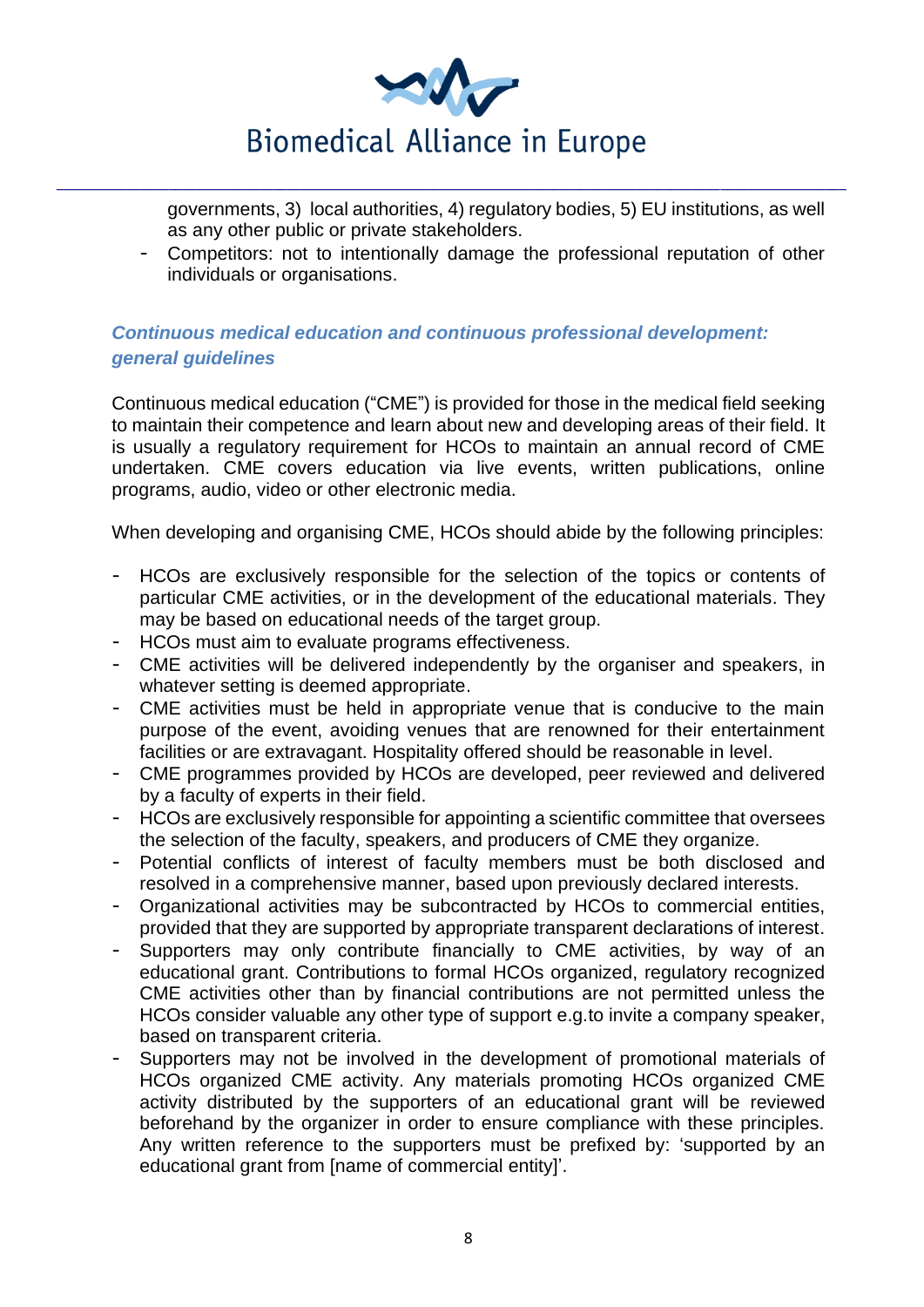governments, 3) local authorities, 4) regulatory bodies, 5) EU institutions, as well as any other public or private stakeholders.
- Competitors: not to intentionally damage the professional reputation of other individuals or organisations.

### *Continuous medical education and continuous professional development: general guidelines*

Continuous medical education ("CME") is provided for those in the medical field seeking to maintain their competence and learn about new and developing areas of their field. It is usually a regulatory requirement for HCOs to maintain an annual record of CME undertaken. CME covers education via live events, written publications, online programs, audio, video or other electronic media.

When developing and organising CME, HCOs should abide by the following principles:

- HCOs are exclusively responsible for the selection of the topics or contents of particular CME activities, or in the development of the educational materials. They may be based on educational needs of the target group.
- HCOs must aim to evaluate programs effectiveness.
- CME activities will be delivered independently by the organiser and speakers, in whatever setting is deemed appropriate.
- CME activities must be held in appropriate venue that is conducive to the main purpose of the event, avoiding venues that are renowned for their entertainment facilities or are extravagant. Hospitality offered should be reasonable in level.
- CME programmes provided by HCOs are developed, peer reviewed and delivered by a faculty of experts in their field.
- HCOs are exclusively responsible for appointing a scientific committee that oversees the selection of the faculty, speakers, and producers of CME they organize.
- Potential conflicts of interest of faculty members must be both disclosed and resolved in a comprehensive manner, based upon previously declared interests.
- Organizational activities may be subcontracted by HCOs to commercial entities, provided that they are supported by appropriate transparent declarations of interest.
- Supporters may only contribute financially to CME activities, by way of an educational grant. Contributions to formal HCOs organized, regulatory recognized CME activities other than by financial contributions are not permitted unless the HCOs consider valuable any other type of support e.g.to invite a company speaker, based on transparent criteria.
- Supporters may not be involved in the development of promotional materials of HCOs organized CME activity. Any materials promoting HCOs organized CME activity distributed by the supporters of an educational grant will be reviewed beforehand by the organizer in order to ensure compliance with these principles. Any written reference to the supporters must be prefixed by: 'supported by an educational grant from [name of commercial entity]'.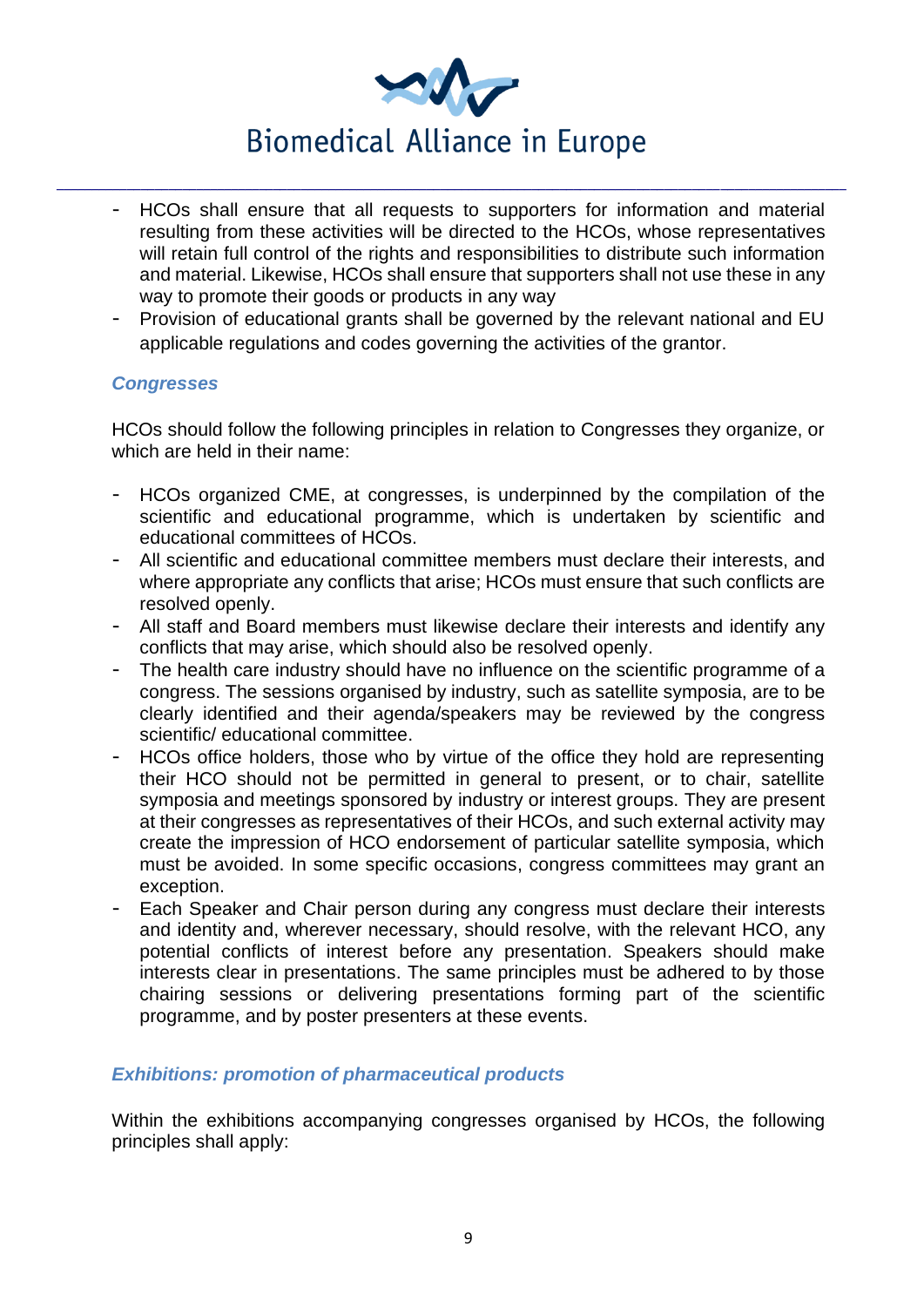- HCOs shall ensure that all requests to supporters for information and material resulting from these activities will be directed to the HCOs, whose representatives will retain full control of the rights and responsibilities to distribute such information and material. Likewise, HCOs shall ensure that supporters shall not use these in any way to promote their goods or products in any way
- Provision of educational grants shall be governed by the relevant national and EU applicable regulations and codes governing the activities of the grantor.

### *Congresses*

HCOs should follow the following principles in relation to Congresses they organize, or which are held in their name:

- HCOs organized CME, at congresses, is underpinned by the compilation of the scientific and educational programme, which is undertaken by scientific and educational committees of HCOs.
- All scientific and educational committee members must declare their interests, and where appropriate any conflicts that arise; HCOs must ensure that such conflicts are resolved openly.
- All staff and Board members must likewise declare their interests and identify any conflicts that may arise, which should also be resolved openly.
- The health care industry should have no influence on the scientific programme of a congress. The sessions organised by industry, such as satellite symposia, are to be clearly identified and their agenda/speakers may be reviewed by the congress scientific/ educational committee.
- HCOs office holders, those who by virtue of the office they hold are representing their HCO should not be permitted in general to present, or to chair, satellite symposia and meetings sponsored by industry or interest groups. They are present at their congresses as representatives of their HCOs, and such external activity may create the impression of HCO endorsement of particular satellite symposia, which must be avoided. In some specific occasions, congress committees may grant an exception.
- Each Speaker and Chair person during any congress must declare their interests and identity and, wherever necessary, should resolve, with the relevant HCO, any potential conflicts of interest before any presentation. Speakers should make interests clear in presentations. The same principles must be adhered to by those chairing sessions or delivering presentations forming part of the scientific programme, and by poster presenters at these events.

### *Exhibitions: promotion of pharmaceutical products*

Within the exhibitions accompanying congresses organised by HCOs, the following principles shall apply: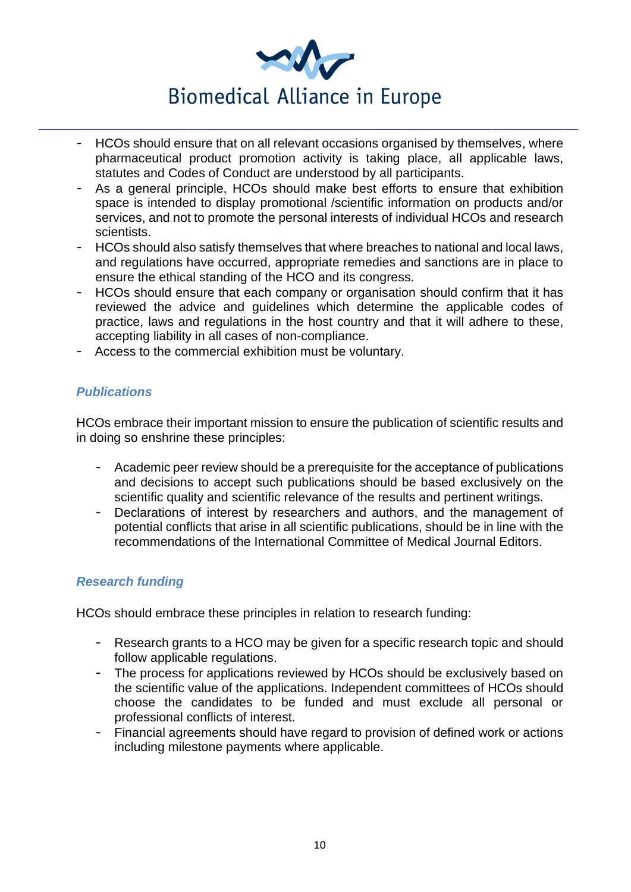- HCOs should ensure that on all relevant occasions organised by themselves, where pharmaceutical product promotion activity is taking place, all applicable laws, statutes and Codes of Conduct are understood by all participants.
- As a general principle, HCOs should make best efforts to ensure that exhibition space is intended to display promotional /scientific information on products and/or services, and not to promote the personal interests of individual HCOs and research scientists.
- HCOs should also satisfy themselves that where breaches to national and local laws, and regulations have occurred, appropriate remedies and sanctions are in place to ensure the ethical standing of the HCO and its congress.
- HCOs should ensure that each company or organisation should confirm that it has reviewed the advice and guidelines which determine the applicable codes of practice, laws and regulations in the host country and that it will adhere to these, accepting liability in all cases of non-compliance.
- Access to the commercial exhibition must be voluntary.

### *Publications*

HCOs embrace their important mission to ensure the publication of scientific results and in doing so enshrine these principles:

- Academic peer review should be a prerequisite for the acceptance of publications and decisions to accept such publications should be based exclusively on the scientific quality and scientific relevance of the results and pertinent writings.
- Declarations of interest by researchers and authors, and the management of potential conflicts that arise in all scientific publications, should be in line with the recommendations of the International Committee of Medical Journal Editors.

### *Research funding*

HCOs should embrace these principles in relation to research funding:

- Research grants to a HCO may be given for a specific research topic and should follow applicable regulations.
- The process for applications reviewed by HCOs should be exclusively based on the scientific value of the applications. Independent committees of HCOs should choose the candidates to be funded and must exclude all personal or professional conflicts of interest.
- Financial agreements should have regard to provision of defined work or actions including milestone payments where applicable.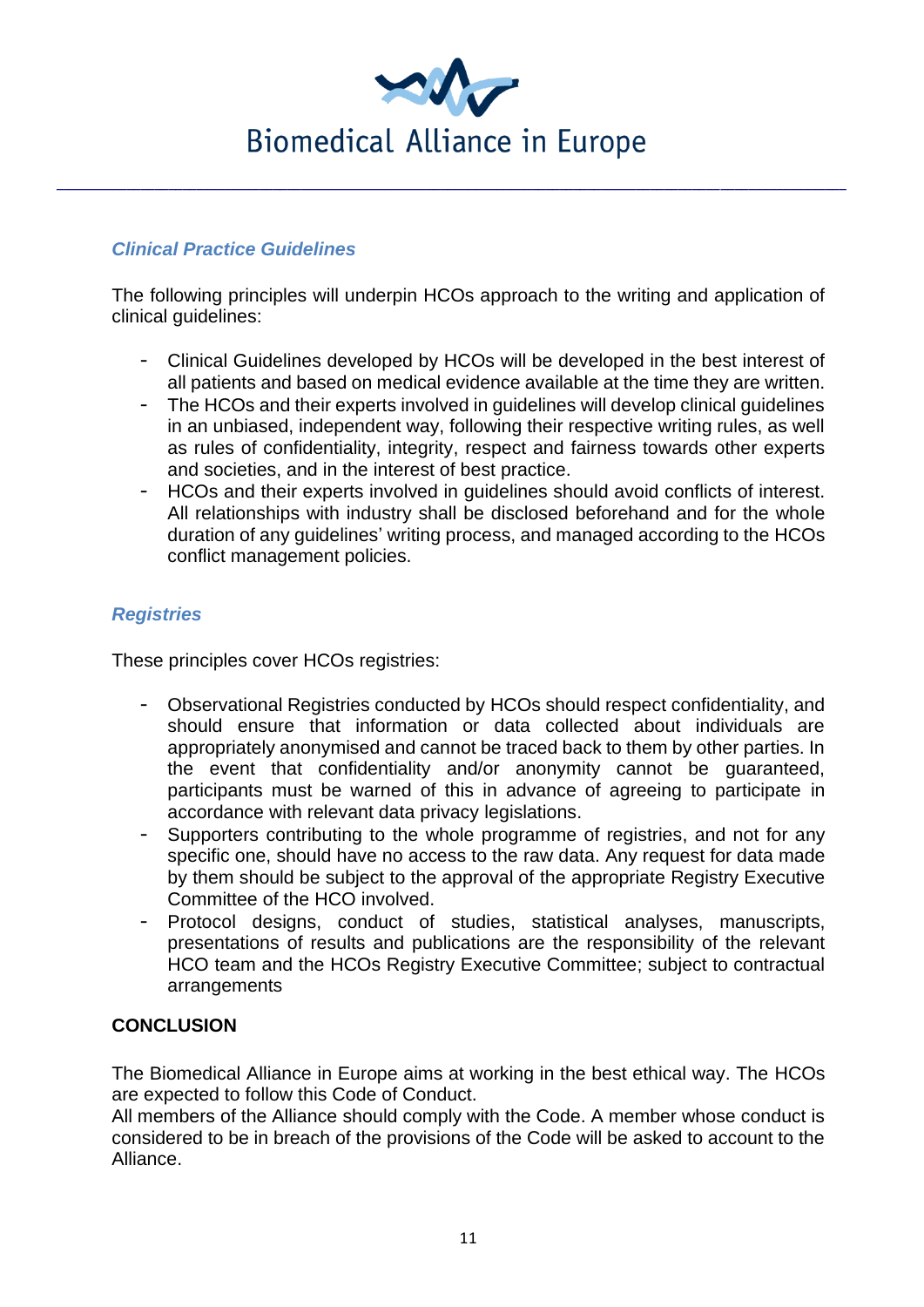### *Clinical Practice Guidelines*

The following principles will underpin HCOs approach to the writing and application of clinical guidelines:

- Clinical Guidelines developed by HCOs will be developed in the best interest of all patients and based on medical evidence available at the time they are written.
- The HCOs and their experts involved in guidelines will develop clinical guidelines in an unbiased, independent way, following their respective writing rules, as well as rules of confidentiality, integrity, respect and fairness towards other experts and societies, and in the interest of best practice.
- HCOs and their experts involved in guidelines should avoid conflicts of interest. All relationships with industry shall be disclosed beforehand and for the whole duration of any guidelines' writing process, and managed according to the HCOs conflict management policies.

### *Registries*

These principles cover HCOs registries:

- Observational Registries conducted by HCOs should respect confidentiality, and should ensure that information or data collected about individuals are appropriately anonymised and cannot be traced back to them by other parties. In the event that confidentiality and/or anonymity cannot be guaranteed, participants must be warned of this in advance of agreeing to participate in accordance with relevant data privacy legislations.
- Supporters contributing to the whole programme of registries, and not for any specific one, should have no access to the raw data. Any request for data made by them should be subject to the approval of the appropriate Registry Executive Committee of the HCO involved.
- Protocol designs, conduct of studies, statistical analyses, manuscripts, presentations of results and publications are the responsibility of the relevant HCO team and the HCOs Registry Executive Committee; subject to contractual arrangements

## CONCLUSION

The Biomedical Alliance in Europe aims at working in the best ethical way. The HCOs are expected to follow this Code of Conduct.
All members of the Alliance should comply with the Code. A member whose conduct is considered to be in breach of the provisions of the Code will be asked to account to the Alliance.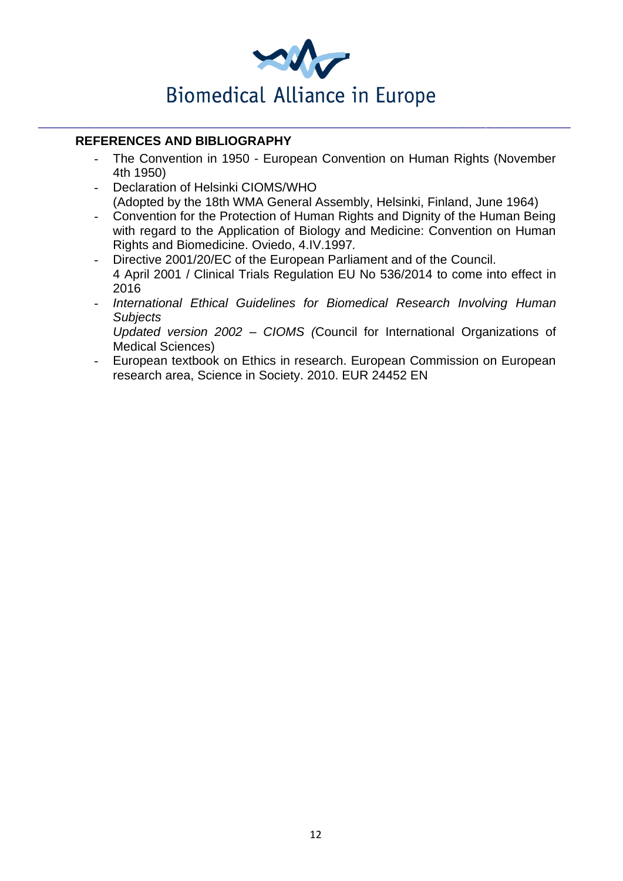**REFERENCES AND BIBLIOGRAPHY**

- The Convention in 1950 - European Convention on Human Rights (November 4th 1950)
- Declaration of Helsinki CIOMS/WHO
  (Adopted by the 18th WMA General Assembly, Helsinki, Finland, June 1964)
- Convention for the Protection of Human Rights and Dignity of the Human Being with regard to the Application of Biology and Medicine: Convention on Human Rights and Biomedicine. Oviedo, 4.IV.1997.
- Directive 2001/20/EC of the European Parliament and of the Council.
  4 April 2001 / Clinical Trials Regulation EU No 536/2014 to come into effect in 2016
- *International Ethical Guidelines for Biomedical Research Involving Human Subjects*
  *Updated version 2002 – CIOMS (*Council for International Organizations of Medical Sciences)
- European textbook on Ethics in research. European Commission on European research area, Science in Society. 2010. EUR 24452 EN